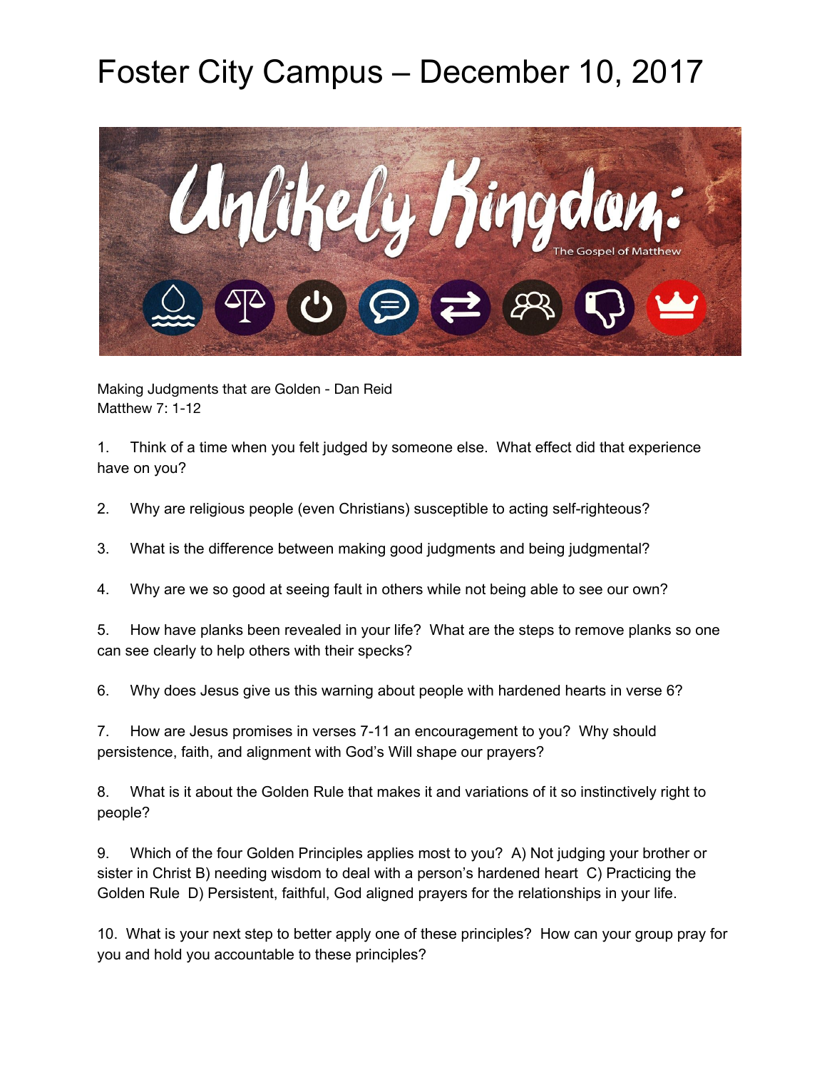# Foster City Campus – December 10, 2017

Making Judgments that are Golden - Dan Reid
Matthew 7: 1-12

1. Think of a time when you felt judged by someone else. What effect did that experience have on you?

2. Why are religious people (even Christians) susceptible to acting self-righteous?

3. What is the difference between making good judgments and being judgmental?

4. Why are we so good at seeing fault in others while not being able to see our own?

5. How have planks been revealed in your life? What are the steps to remove planks so one can see clearly to help others with their specks?

6. Why does Jesus give us this warning about people with hardened hearts in verse 6?

7. How are Jesus promises in verses 7-11 an encouragement to you? Why should persistence, faith, and alignment with God's Will shape our prayers?

8. What is it about the Golden Rule that makes it and variations of it so instinctively right to people?

9. Which of the four Golden Principles applies most to you? A) Not judging your brother or sister in Christ B) needing wisdom to deal with a person's hardened heart C) Practicing the Golden Rule D) Persistent, faithful, God aligned prayers for the relationships in your life.

10. What is your next step to better apply one of these principles? How can your group pray for you and hold you accountable to these principles?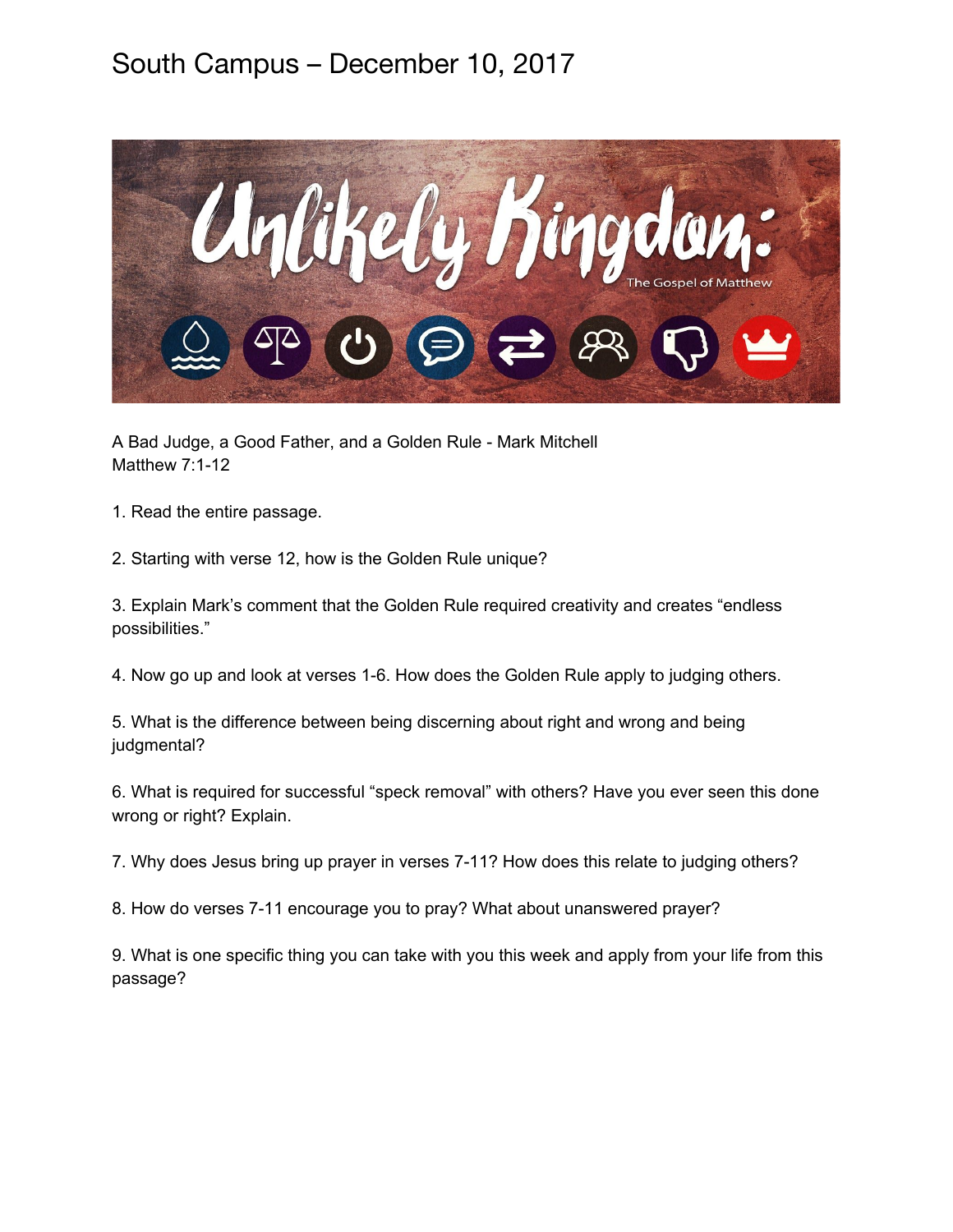# South Campus – December 10, 2017

A Bad Judge, a Good Father, and a Golden Rule - Mark Mitchell
Matthew 7:1-12

1. Read the entire passage.

2. Starting with verse 12, how is the Golden Rule unique?

3. Explain Mark's comment that the Golden Rule required creativity and creates "endless possibilities."

4. Now go up and look at verses 1-6. How does the Golden Rule apply to judging others.

5. What is the difference between being discerning about right and wrong and being judgmental?

6. What is required for successful "speck removal" with others? Have you ever seen this done wrong or right? Explain.

7. Why does Jesus bring up prayer in verses 7-11? How does this relate to judging others?

8. How do verses 7-11 encourage you to pray? What about unanswered prayer?

9. What is one specific thing you can take with you this week and apply from your life from this passage?